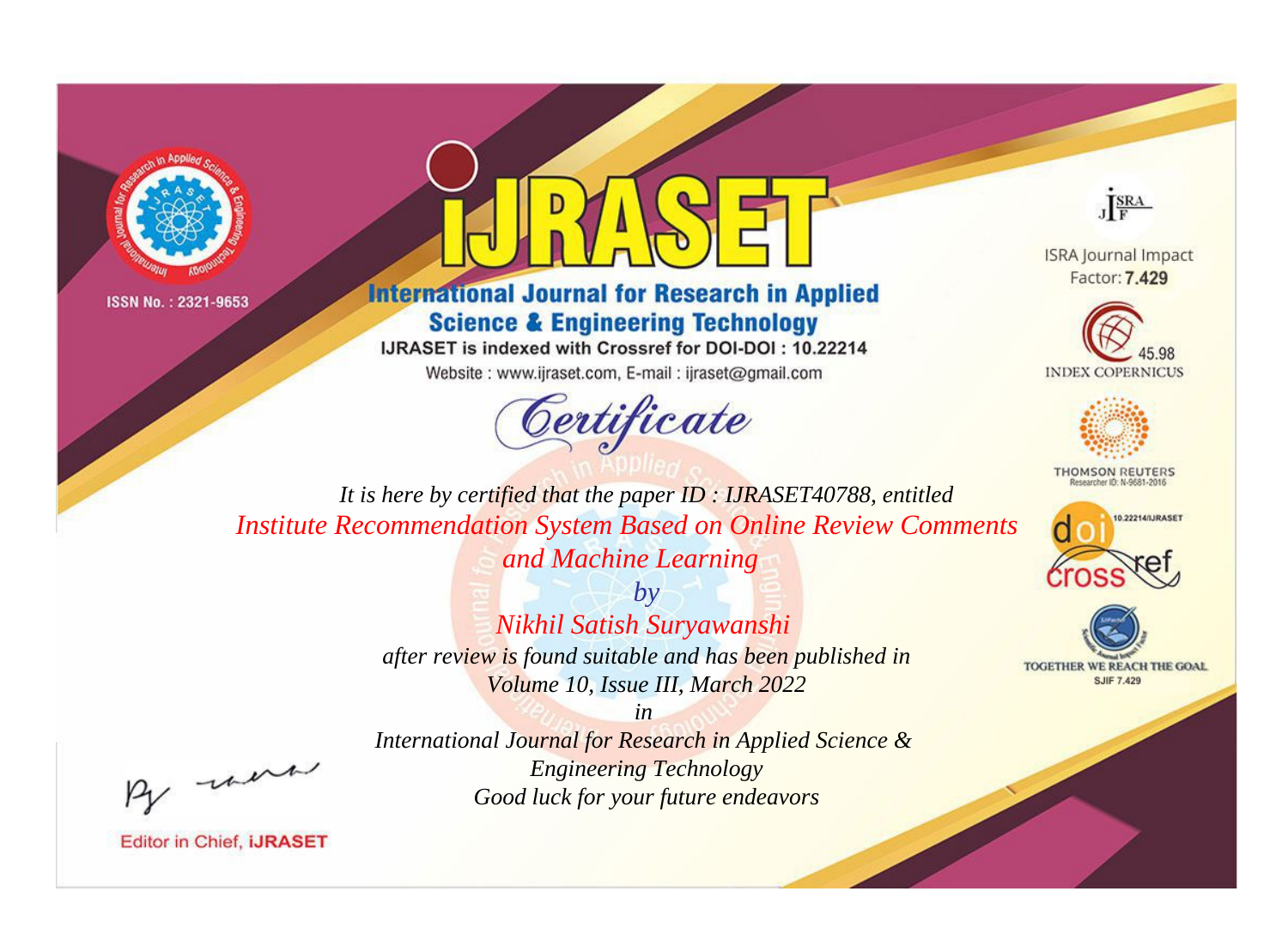ISSN No. : 2321-9653

# iJRASET

## International Journal for Research in Applied Science & Engineering Technology

IJRASET is indexed with Crossref for DOI-DOI : 10.22214

Website : www.ijraset.com, E-mail : ijraset@gmail.com

ISRA Journal Impact Factor: **7.429**

45.98 INDEX COPERNICUS

THOMSON REUTERS Researcher ID: N-9681-2016

10.22214/IJRASET

TOGETHER WE REACH THE GOAL SJIF 7.429

*Certificate*

*It is here by certified that the paper ID : IJRASET40788, entitled*

*Institute Recommendation System Based on Online Review Comments and Machine Learning*

*by*

*Nikhil Satish Suryawanshi*

*after review is found suitable and has been published in*

*Volume 10, Issue III, March 2022*

*in*

*International Journal for Research in Applied Science & Engineering Technology*

*Good luck for your future endeavors*

Editor in Chief, iJRASET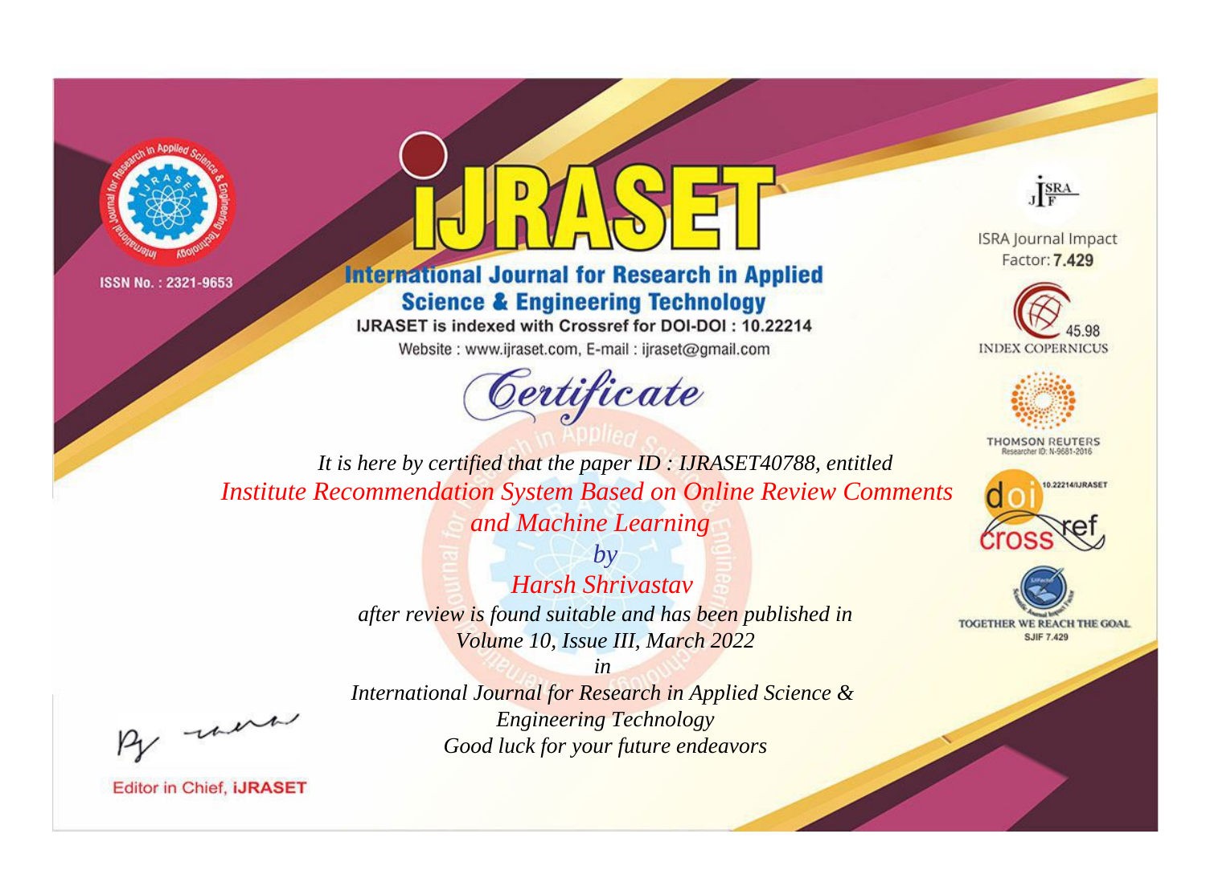ISSN No. : 2321-9653

# IJRASET

## International Journal for Research in Applied Science & Engineering Technology

IJRASET is indexed with Crossref for DOI-DOI : 10.22214

Website : www.ijraset.com, E-mail : ijraset@gmail.com

ISRA Journal Impact Factor: **7.429**

45.98 INDEX COPERNICUS

THOMSON REUTERS Researcher ID: N-9681-2016

10.22214/IJRASET

TOGETHER WE REACH THE GOAL SJIF 7.429

# *Certificate*

*It is here by certified that the paper ID : IJRASET40788, entitled*

*Institute Recommendation System Based on Online Review Comments and Machine Learning*

*by*

*Harsh Shrivastav*

*after review is found suitable and has been published in*

*Volume 10, Issue III, March 2022*

*in*

*International Journal for Research in Applied Science & Engineering Technology*

*Good luck for your future endeavors*

Editor in Chief, **IJRASET**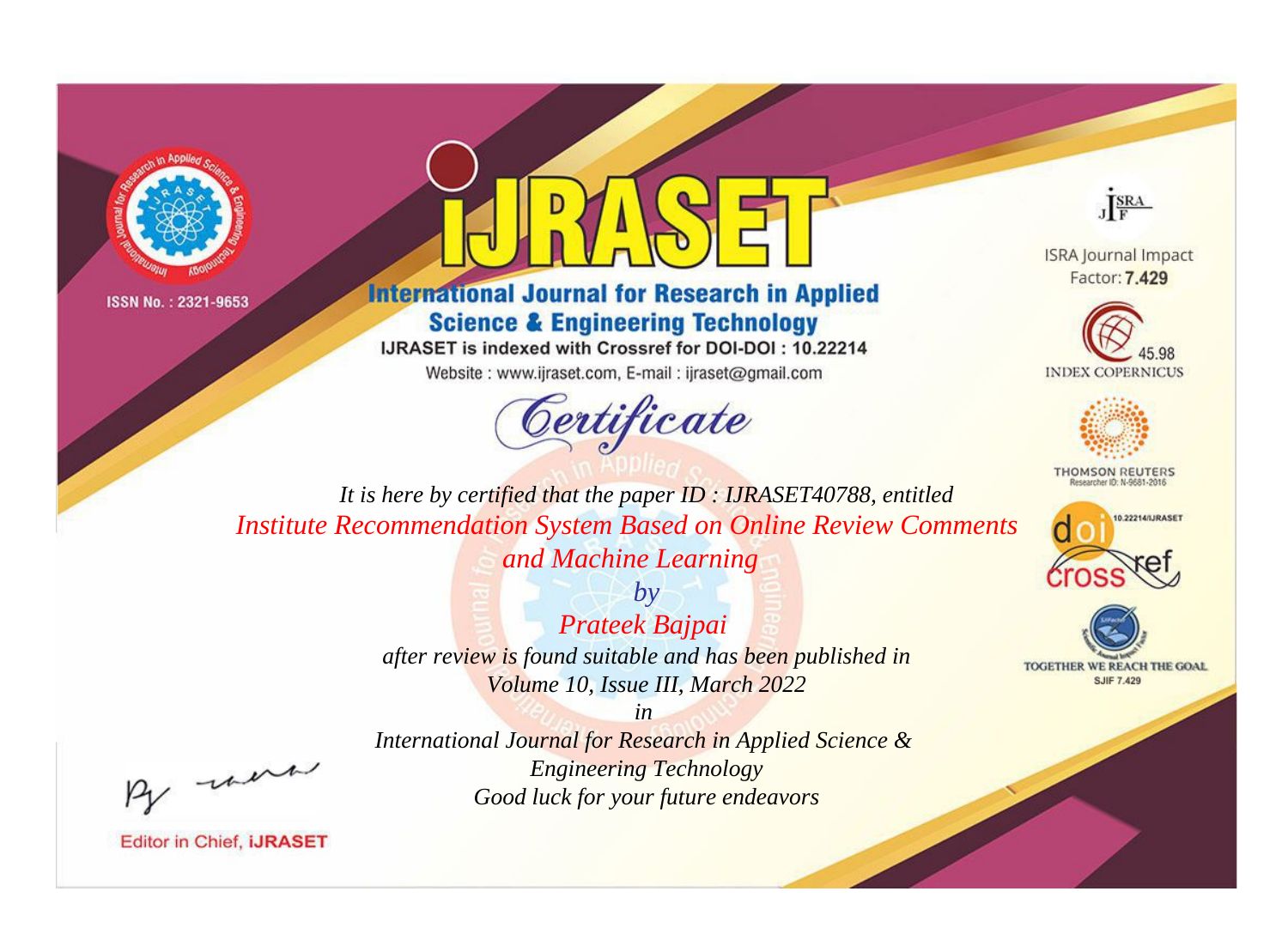ISSN No. : 2321-9653

# IJRASET

## International Journal for Research in Applied Science & Engineering Technology

IJRASET is indexed with Crossref for DOI-DOI : 10.22214

Website : www.ijraset.com, E-mail : ijraset@gmail.com

*Certificate*

*It is here by certified that the paper ID : IJRASET40788, entitled*

*Institute Recommendation System Based on Online Review Comments and Machine Learning*

*by*

*Prateek Bajpai*

*after review is found suitable and has been published in*

*Volume 10, Issue III, March 2022*

*in*

*International Journal for Research in Applied Science & Engineering Technology*

*Good luck for your future endeavors*

ISRA Journal Impact Factor: **7.429**

45.98 INDEX COPERNICUS

THOMSON REUTERS

Researcher ID: N-9681-2016

10.22214/IJRASET

TOGETHER WE REACH THE GOAL

SJIF 7.429

Editor in Chief, **iJRASET**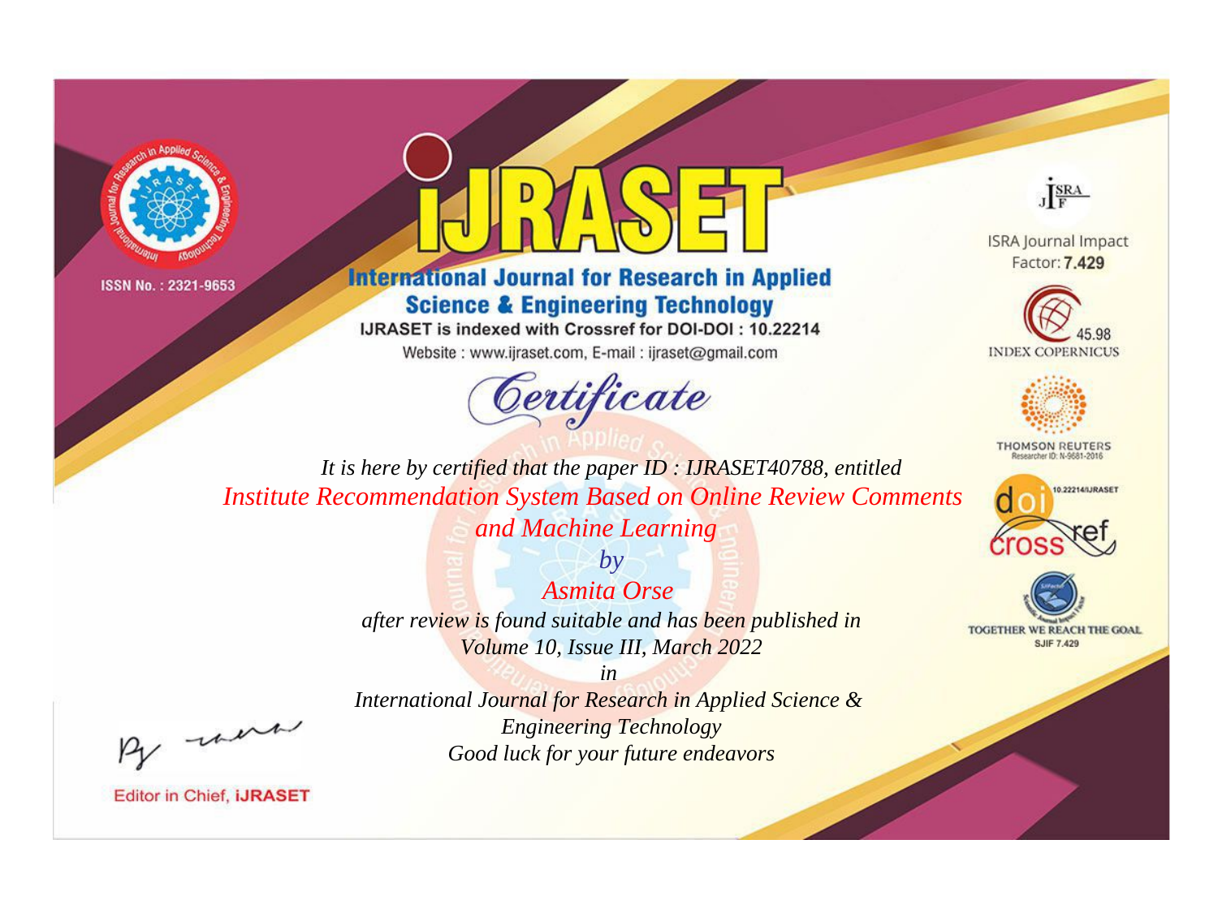ISSN No. : 2321-9653

# iJRASET

## International Journal for Research in Applied Science & Engineering Technology

IJRASET is indexed with Crossref for DOI-DOI : 10.22214

Website : www.ijraset.com, E-mail : ijraset@gmail.com

ISRA Journal Impact Factor: **7.429**

45.98 INDEX COPERNICUS

THOMSON REUTERS Researcher ID: N-9681-2016

10.22214/IJRASET

TOGETHER WE REACH THE GOAL SJIF 7.429

# *Certificate*

*It is here by certified that the paper ID : IJRASET40788, entitled*

*Institute Recommendation System Based on Online Review Comments and Machine Learning*

*by*

*Asmita Orse*

*after review is found suitable and has been published in*

*Volume 10, Issue III, March 2022*

*in*

*International Journal for Research in Applied Science & Engineering Technology*

*Good luck for your future endeavors*

Editor in Chief, **iJRASET**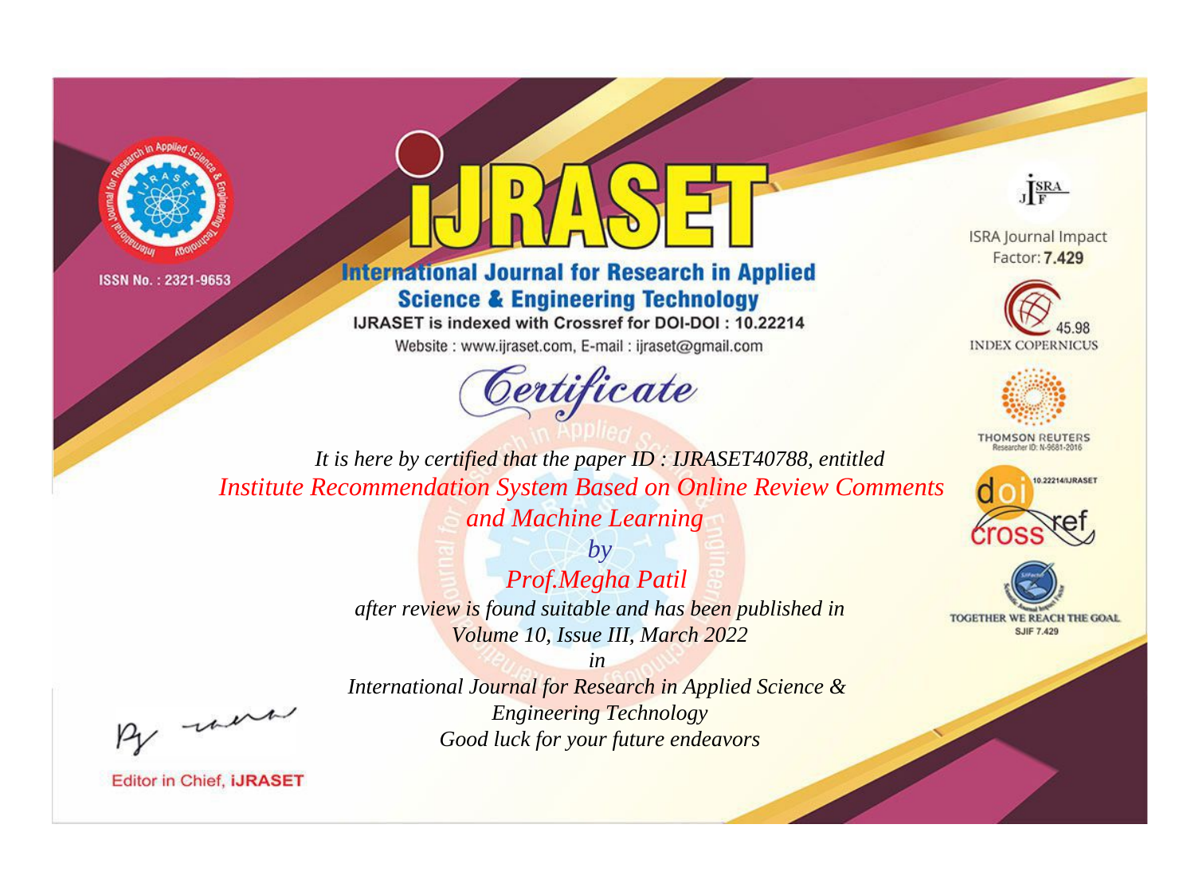ISSN No. : 2321-9653

# IJRASET

## International Journal for Research in Applied Science & Engineering Technology

IJRASET is indexed with Crossref for DOI-DOI : 10.22214

Website : www.ijraset.com, E-mail : ijraset@gmail.com

*Certificate*

*It is here by certified that the paper ID : IJRASET40788, entitled*

*Institute Recommendation System Based on Online Review Comments and Machine Learning*

*by*

*Prof.Megha Patil*

*after review is found suitable and has been published in*

*Volume 10, Issue III, March 2022*

*in*

*International Journal for Research in Applied Science & Engineering Technology*

*Good luck for your future endeavors*

Editor in Chief, IJRASET

ISRA Journal Impact Factor: **7.429**

45.98 INDEX COPERNICUS

THOMSON REUTERS Researcher ID: N-9681-2016

10.22214/IJRASET

TOGETHER WE REACH THE GOAL SJIF 7.429